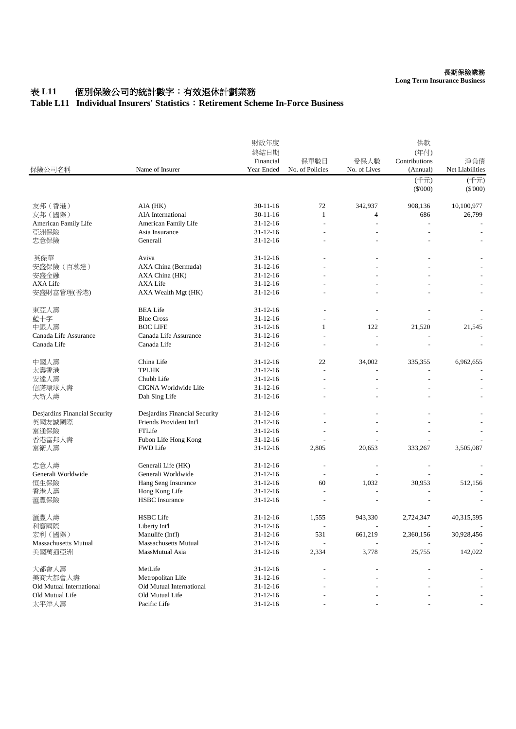**長期保險業務**
**Long Term Insurance Business**

# 表 L11　個別保險公司的統計數字：有效退休計劃業務
# Table L11　Individual Insurers' Statistics：Retirement Scheme In-Force Business

| 保險公司名稱 | Name of Insurer | 財政年度終結日期 Financial Year Ended | 保單數目 No. of Policies | 受保人數 No. of Lives | 供款(年付) Contributions (Annual) | 淨負債 Net Liabilities |
|---|---|---|---|---|---|---|
| | | | | | (千元) ($'000) | (千元) ($'000) |
| 友邦（香港） | AIA (HK) | 30-11-16 | 72 | 342,937 | 908,136 | 10,100,977 |
| 友邦（國際） | AIA International | 30-11-16 | 1 | 4 | 686 | 26,799 |
| American Family Life | American Family Life | 31-12-16 | - | - | - | - |
| 亞洲保險 | Asia Insurance | 31-12-16 | - | - | - | - |
| 忠意保險 | Generali | 31-12-16 | - | - | - | - |
| 英傑華 | Aviva | 31-12-16 | - | - | - | - |
| 安盛保險（百慕達） | AXA China (Bermuda) | 31-12-16 | - | - | - | - |
| 安盛金融 | AXA China (HK) | 31-12-16 | - | - | - | - |
| AXA Life | AXA Life | 31-12-16 | - | - | - | - |
| 安盛財富管理(香港) | AXA Wealth Mgt (HK) | 31-12-16 | - | - | - | - |
| 東亞人壽 | BEA Life | 31-12-16 | - | - | - | - |
| 藍十字 | Blue Cross | 31-12-16 | - | - | - | - |
| 中銀人壽 | BOC LIFE | 31-12-16 | 1 | 122 | 21,520 | 21,545 |
| Canada Life Assurance | Canada Life Assurance | 31-12-16 | - | - | - | - |
| Canada Life | Canada Life | 31-12-16 | - | - | - | - |
| 中國人壽 | China Life | 31-12-16 | 22 | 34,002 | 335,355 | 6,962,655 |
| 太壽香港 | TPLHK | 31-12-16 | - | - | - | - |
| 安達人壽 | Chubb Life | 31-12-16 | - | - | - | - |
| 信諾環球人壽 | CIGNA Worldwide Life | 31-12-16 | - | - | - | - |
| 大新人壽 | Dah Sing Life | 31-12-16 | - | - | - | - |
| Desjardins Financial Security | Desjardins Financial Security | 31-12-16 | - | - | - | - |
| 英國友誠國際 | Friends Provident Int'l | 31-12-16 | - | - | - | - |
| 富通保險 | FTLife | 31-12-16 | - | - | - | - |
| 香港富邦人壽 | Fubon Life Hong Kong | 31-12-16 | - | - | - | - |
| 富衛人壽 | FWD Life | 31-12-16 | 2,805 | 20,653 | 333,267 | 3,505,087 |
| 忠意人壽 | Generali Life (HK) | 31-12-16 | - | - | - | - |
| Generali Worldwide | Generali Worldwide | 31-12-16 | - | - | - | - |
| 恒生保險 | Hang Seng Insurance | 31-12-16 | 60 | 1,032 | 30,953 | 512,156 |
| 香港人壽 | Hong Kong Life | 31-12-16 | - | - | - | - |
| 滙豐保險 | HSBC Insurance | 31-12-16 | - | - | - | - |
| 滙豐人壽 | HSBC Life | 31-12-16 | 1,555 | 943,330 | 2,724,347 | 40,315,595 |
| 利寶國際 | Liberty Int'l | 31-12-16 | - | - | - | - |
| 宏利（國際） | Manulife (Int'l) | 31-12-16 | 531 | 661,219 | 2,360,156 | 30,928,456 |
| Massachusetts Mutual | Massachusetts Mutual | 31-12-16 | - | - | - | - |
| 美國萬通亞洲 | MassMutual Asia | 31-12-16 | 2,334 | 3,778 | 25,755 | 142,022 |
| 大都會人壽 | MetLife | 31-12-16 | - | - | - | - |
| 美商大都會人壽 | Metropolitan Life | 31-12-16 | - | - | - | - |
| Old Mutual International | Old Mutual International | 31-12-16 | - | - | - | - |
| Old Mutual Life | Old Mutual Life | 31-12-16 | - | - | - | - |
| 太平洋人壽 | Pacific Life | 31-12-16 | - | - | - | - |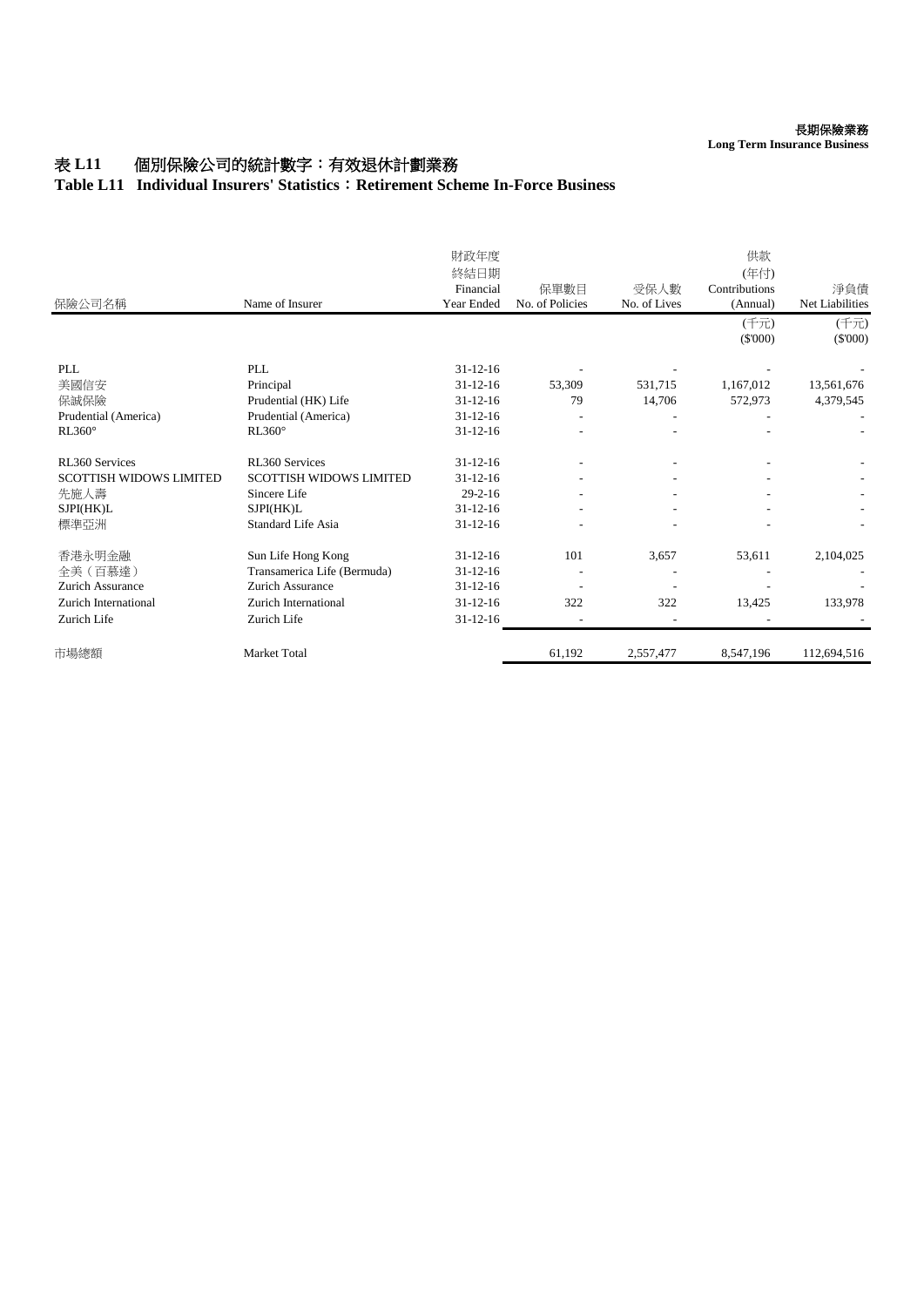長期保險業務
**Long Term Insurance Business**

# 表 L11　個別保險公司的統計數字：有效退休計劃業務
# Table L11　Individual Insurers' Statistics：Retirement Scheme In-Force Business

| 保險公司名稱 | Name of Insurer | 財政年度終結日期 Financial Year Ended | 保單數目 No. of Policies | 受保人數 No. of Lives | 供款 (年付) Contributions (Annual) (千元) ($'000) | 淨負債 Net Liabilities (千元) ($'000) |
|---|---|---|---|---|---|---|
| PLL | PLL | 31-12-16 | - | - | - | - |
| 美國信安 | Principal | 31-12-16 | 53,309 | 531,715 | 1,167,012 | 13,561,676 |
| 保誠保險 | Prudential (HK) Life | 31-12-16 | 79 | 14,706 | 572,973 | 4,379,545 |
| Prudential (America) | Prudential (America) | 31-12-16 | - | - | - | - |
| RL360° | RL360° | 31-12-16 | - | - | - | - |
| RL360 Services | RL360 Services | 31-12-16 | - | - | - | - |
| SCOTTISH WIDOWS LIMITED | SCOTTISH WIDOWS LIMITED | 31-12-16 | - | - | - | - |
| 先施人壽 | Sincere Life | 29-2-16 | - | - | - | - |
| SJPI(HK)L | SJPI(HK)L | 31-12-16 | - | - | - | - |
| 標準亞洲 | Standard Life Asia | 31-12-16 | - | - | - | - |
| 香港永明金融 | Sun Life Hong Kong | 31-12-16 | 101 | 3,657 | 53,611 | 2,104,025 |
| 全美（百慕達） | Transamerica Life (Bermuda) | 31-12-16 | - | - | - | - |
| Zurich Assurance | Zurich Assurance | 31-12-16 | - | - | - | - |
| Zurich International | Zurich International | 31-12-16 | 322 | 322 | 13,425 | 133,978 |
| Zurich Life | Zurich Life | 31-12-16 | - | - | - | - |
| 市場總額 | Market Total | | 61,192 | 2,557,477 | 8,547,196 | 112,694,516 |